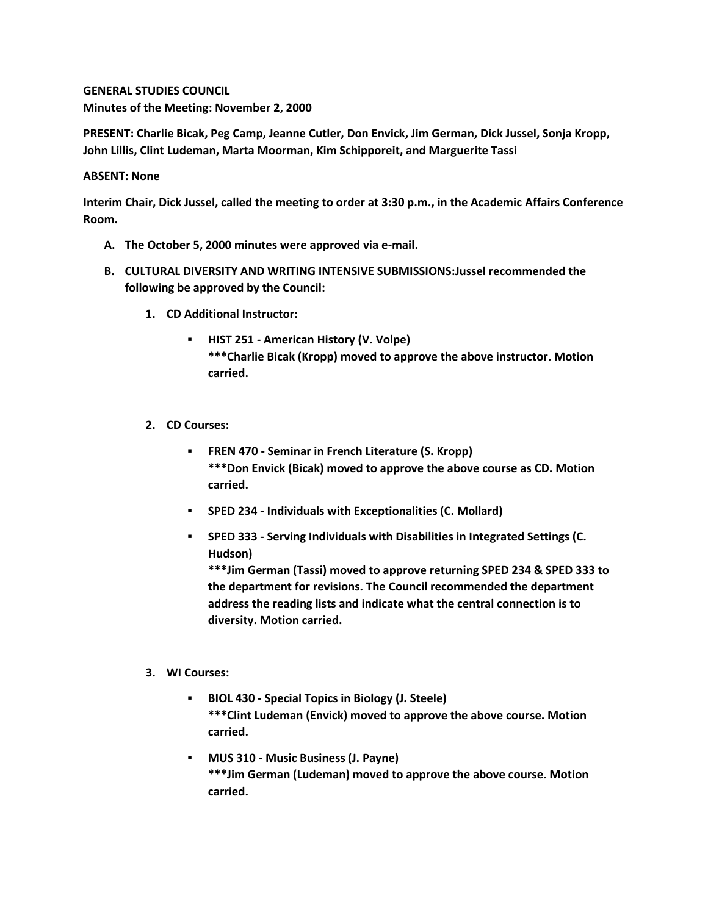**GENERAL STUDIES COUNCIL**
**Minutes of the Meeting: November 2, 2000**

**PRESENT: Charlie Bicak, Peg Camp, Jeanne Cutler, Don Envick, Jim German, Dick Jussel, Sonja Kropp, John Lillis, Clint Ludeman, Marta Moorman, Kim Schipporeit, and Marguerite Tassi**

**ABSENT: None**

**Interim Chair, Dick Jussel, called the meeting to order at 3:30 p.m., in the Academic Affairs Conference Room.**

A. **The October 5, 2000 minutes were approved via e-mail.**

B. **CULTURAL DIVERSITY AND WRITING INTENSIVE SUBMISSIONS:Jussel recommended the following be approved by the Council:**

   1. **CD Additional Instructor:**

      - **HIST 251 - American History (V. Volpe)**
        **\*\*\*Charlie Bicak (Kropp) moved to approve the above instructor. Motion carried.**

   2. **CD Courses:**

      - **FREN 470 - Seminar in French Literature (S. Kropp)**
        **\*\*\*Don Envick (Bicak) moved to approve the above course as CD. Motion carried.**
      - **SPED 234 - Individuals with Exceptionalities (C. Mollard)**
      - **SPED 333 - Serving Individuals with Disabilities in Integrated Settings (C. Hudson)**
        **\*\*\*Jim German (Tassi) moved to approve returning SPED 234 & SPED 333 to the department for revisions. The Council recommended the department address the reading lists and indicate what the central connection is to diversity. Motion carried.**

   3. **WI Courses:**

      - **BIOL 430 - Special Topics in Biology (J. Steele)**
        **\*\*\*Clint Ludeman (Envick) moved to approve the above course. Motion carried.**
      - **MUS 310 - Music Business (J. Payne)**
        **\*\*\*Jim German (Ludeman) moved to approve the above course. Motion carried.**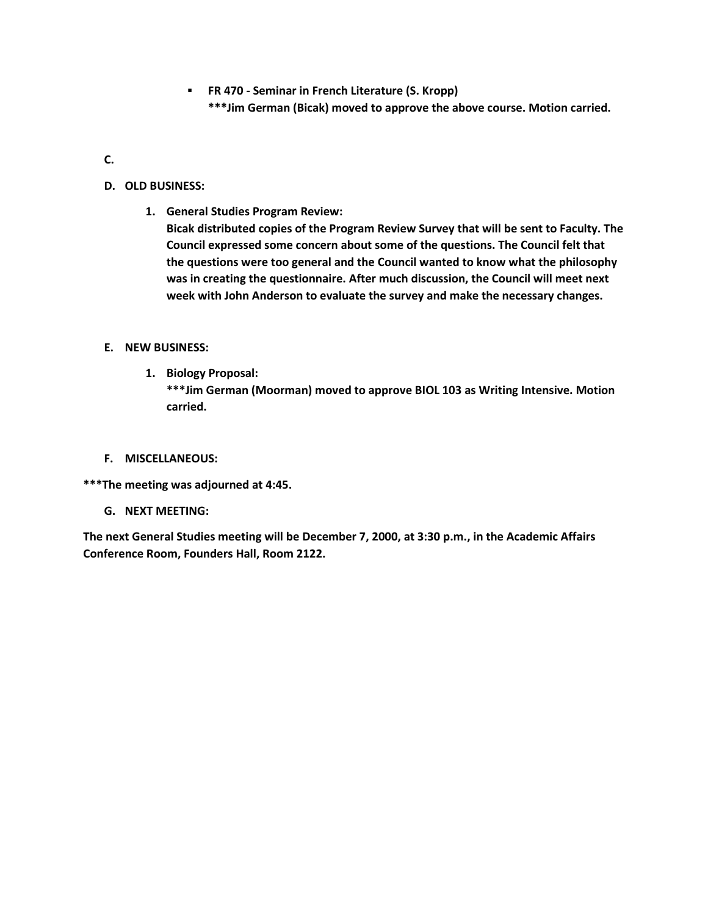- **FR 470 - Seminar in French Literature (S. Kropp)**
  **\*\*\*Jim German (Bicak) moved to approve the above course. Motion carried.**

**C.**

**D. OLD BUSINESS:**

1. **General Studies Program Review:**
   **Bicak distributed copies of the Program Review Survey that will be sent to Faculty. The Council expressed some concern about some of the questions. The Council felt that the questions were too general and the Council wanted to know what the philosophy was in creating the questionnaire. After much discussion, the Council will meet next week with John Anderson to evaluate the survey and make the necessary changes.**

**E. NEW BUSINESS:**

1. **Biology Proposal:**
   **\*\*\*Jim German (Moorman) moved to approve BIOL 103 as Writing Intensive. Motion carried.**

**F. MISCELLANEOUS:**

**\*\*\*The meeting was adjourned at 4:45.**

**G. NEXT MEETING:**

**The next General Studies meeting will be December 7, 2000, at 3:30 p.m., in the Academic Affairs Conference Room, Founders Hall, Room 2122.**